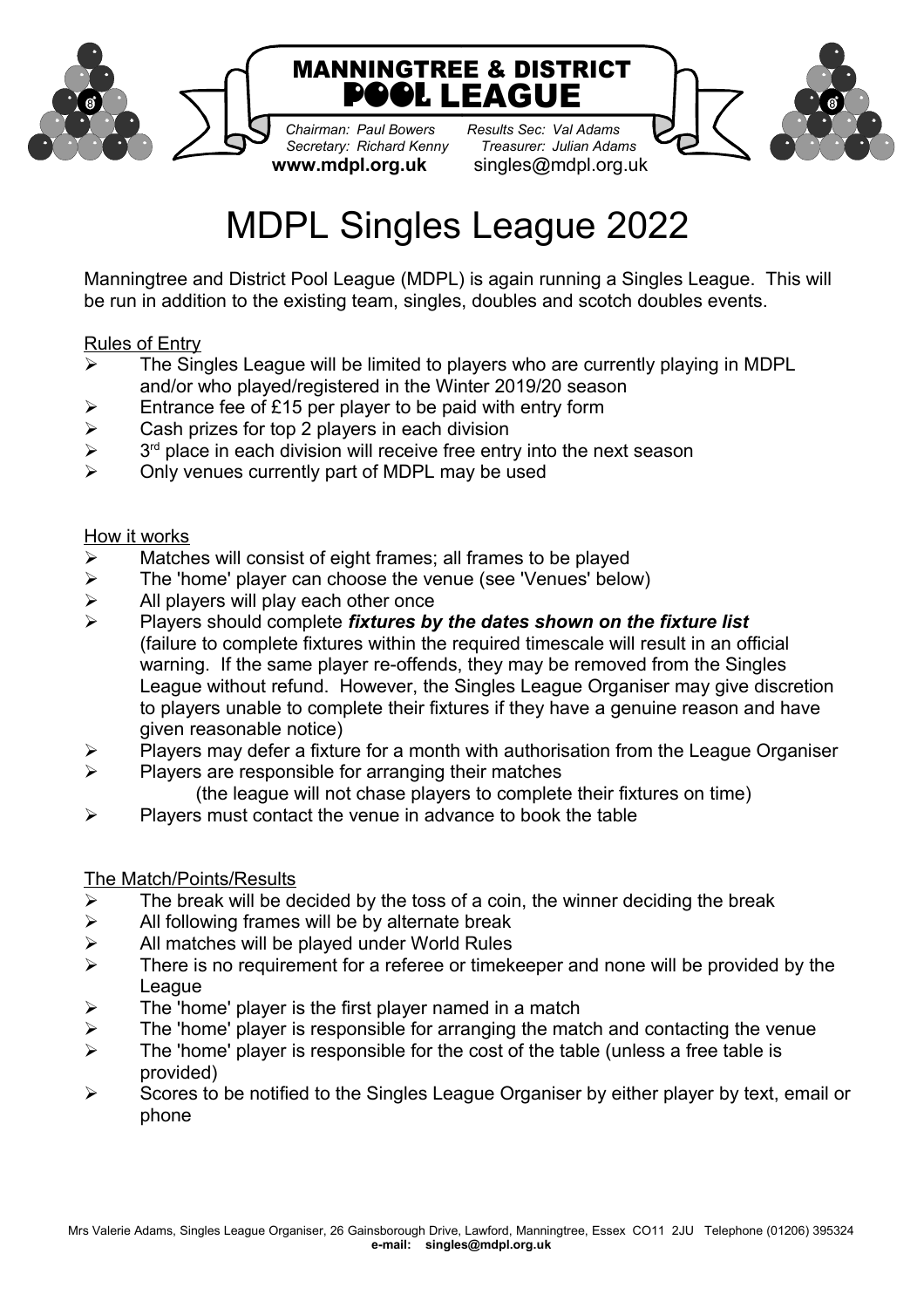# MANNINGTREE & DISTRICT POOL LEAGUE

*Chairman: Paul Bowers* *Results Sec: Val Adams*
*Secretary: Richard Kenny* *Treasurer: Julian Adams*
**www.mdpl.org.uk** singles@mdpl.org.uk

# MDPL Singles League 2022

Manningtree and District Pool League (MDPL) is again running a Singles League. This will be run in addition to the existing team, singles, doubles and scotch doubles events.

## Rules of Entry

- The Singles League will be limited to players who are currently playing in MDPL and/or who played/registered in the Winter 2019/20 season
- Entrance fee of £15 per player to be paid with entry form
- Cash prizes for top 2 players in each division
- 3rd place in each division will receive free entry into the next season
- Only venues currently part of MDPL may be used

## How it works

- Matches will consist of eight frames; all frames to be played
- The 'home' player can choose the venue (see 'Venues' below)
- All players will play each other once
- Players should complete ***fixtures by the dates shown on the fixture list*** (failure to complete fixtures within the required timescale will result in an official warning. If the same player re-offends, they may be removed from the Singles League without refund. However, the Singles League Organiser may give discretion to players unable to complete their fixtures if they have a genuine reason and have given reasonable notice)
- Players may defer a fixture for a month with authorisation from the League Organiser
- Players are responsible for arranging their matches (the league will not chase players to complete their fixtures on time)
- Players must contact the venue in advance to book the table

## The Match/Points/Results

- The break will be decided by the toss of a coin, the winner deciding the break
- All following frames will be by alternate break
- All matches will be played under World Rules
- There is no requirement for a referee or timekeeper and none will be provided by the League
- The 'home' player is the first player named in a match
- The 'home' player is responsible for arranging the match and contacting the venue
- The 'home' player is responsible for the cost of the table (unless a free table is provided)
- Scores to be notified to the Singles League Organiser by either player by text, email or phone

Mrs Valerie Adams, Singles League Organiser, 26 Gainsborough Drive, Lawford, Manningtree, Essex CO11 2JU Telephone (01206) 395324
**e-mail: singles@mdpl.org.uk**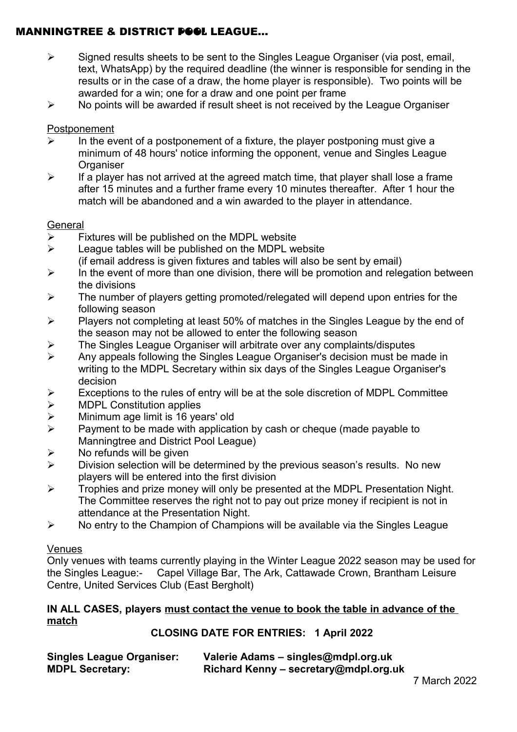MANNINGTREE & DISTRICT POOL LEAGUE…

- Signed results sheets to be sent to the Singles League Organiser (via post, email, text, WhatsApp) by the required deadline (the winner is responsible for sending in the results or in the case of a draw, the home player is responsible). Two points will be awarded for a win; one for a draw and one point per frame
- No points will be awarded if result sheet is not received by the League Organiser

Postponement

- In the event of a postponement of a fixture, the player postponing must give a minimum of 48 hours' notice informing the opponent, venue and Singles League Organiser
- If a player has not arrived at the agreed match time, that player shall lose a frame after 15 minutes and a further frame every 10 minutes thereafter. After 1 hour the match will be abandoned and a win awarded to the player in attendance.

General

- Fixtures will be published on the MDPL website
- League tables will be published on the MDPL website
  (if email address is given fixtures and tables will also be sent by email)
- In the event of more than one division, there will be promotion and relegation between the divisions
- The number of players getting promoted/relegated will depend upon entries for the following season
- Players not completing at least 50% of matches in the Singles League by the end of the season may not be allowed to enter the following season
- The Singles League Organiser will arbitrate over any complaints/disputes
- Any appeals following the Singles League Organiser's decision must be made in writing to the MDPL Secretary within six days of the Singles League Organiser's decision
- Exceptions to the rules of entry will be at the sole discretion of MDPL Committee
- MDPL Constitution applies
- Minimum age limit is 16 years' old
- Payment to be made with application by cash or cheque (made payable to Manningtree and District Pool League)
- No refunds will be given
- Division selection will be determined by the previous season's results. No new players will be entered into the first division
- Trophies and prize money will only be presented at the MDPL Presentation Night. The Committee reserves the right not to pay out prize money if recipient is not in attendance at the Presentation Night.
- No entry to the Champion of Champions will be available via the Singles League

Venues

Only venues with teams currently playing in the Winter League 2022 season may be used for the Singles League:- Capel Village Bar, The Ark, Cattawade Crown, Brantham Leisure Centre, United Services Club (East Bergholt)

**IN ALL CASES, players must contact the venue to book the table in advance of the match**

**CLOSING DATE FOR ENTRIES: 1 April 2022**

**Singles League Organiser:** **Valerie Adams – singles@mdpl.org.uk**
**MDPL Secretary:** **Richard Kenny – secretary@mdpl.org.uk**

7 March 2022